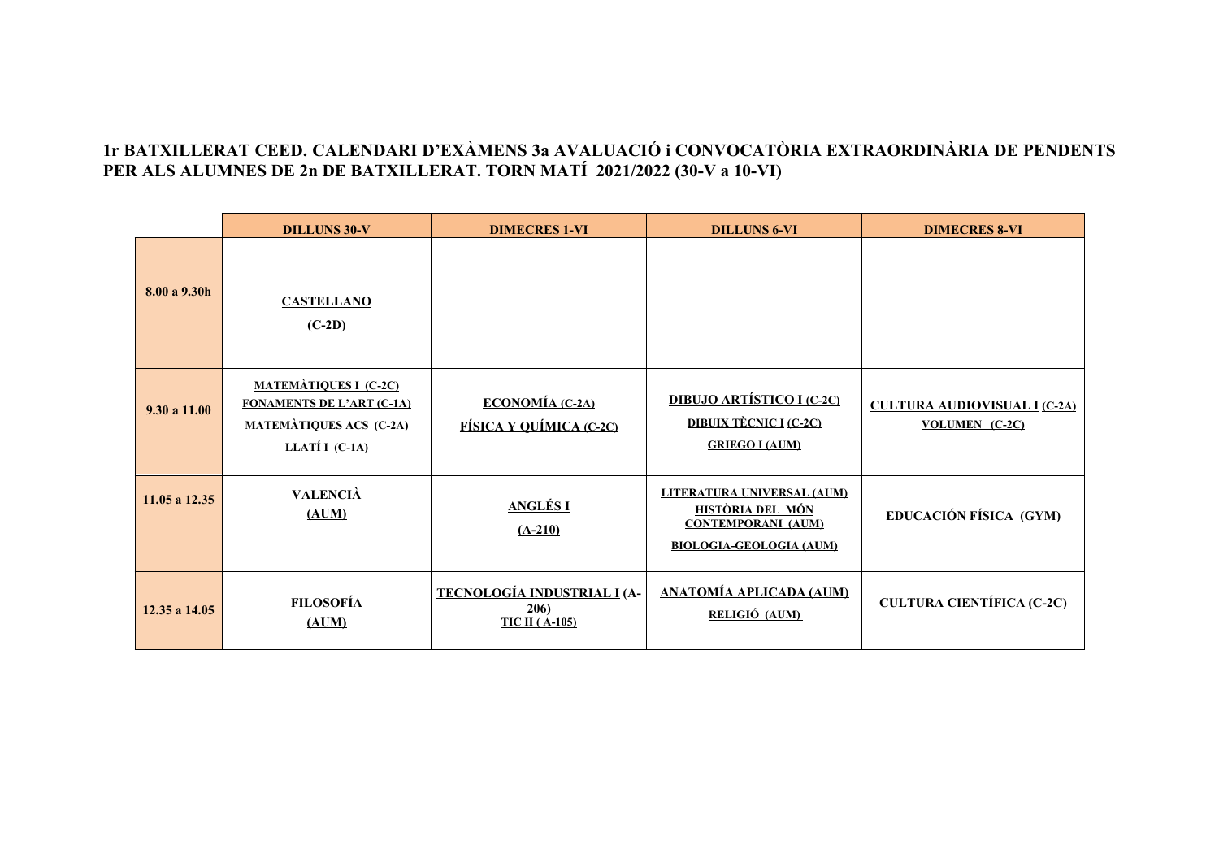# 1r BATXILLERAT CEED. CALENDARI D'EXÀMENS 3a AVALUACIÓ i CONVOCATÒRIA EXTRAORDINÀRIA DE PENDENTS PER ALS ALUMNES DE 2n DE BATXILLERAT. TORN MATÍ 2021/2022 (30-V a 10-VI)

| | DILLUNS 30-V | DIMECRES 1-VI | DILLUNS 6-VI | DIMECRES 8-VI |
|---|---|---|---|---|
| 8.00 a 9.30h | CASTELLANO (C-2D) | | | |
| 9.30 a 11.00 | MATEMÀTIQUES I (C-2C)<br>FONAMENTS DE L'ART (C-1A)<br>MATEMÀTIQUES ACS (C-2A)<br>LLATÍ I (C-1A) | ECONOMÍA (C-2A)<br>FÍSICA Y QUÍMICA (C-2C) | DIBUJO ARTÍSTICO I (C-2C)<br>DIBUIX TÈCNIC I (C-2C)<br>GRIEGO I (AUM) | CULTURA AUDIOVISUAL I (C-2A)<br>VOLUMEN (C-2C) |
| 11.05 a 12.35 | VALENCIÀ (AUM) | ANGLÉS I (A-210) | LITERATURA UNIVERSAL (AUM)<br>HISTÒRIA DEL MÓN CONTEMPORANI (AUM)<br>BIOLOGIA-GEOLOGIA (AUM) | EDUCACIÓN FÍSICA (GYM) |
| 12.35 a 14.05 | FILOSOFÍA (AUM) | TECNOLOGÍA INDUSTRIAL I (A-206)<br>TIC II ( A-105) | ANATOMÍA APLICADA (AUM)<br>RELIGIÓ (AUM) | CULTURA CIENTÍFICA (C-2C) |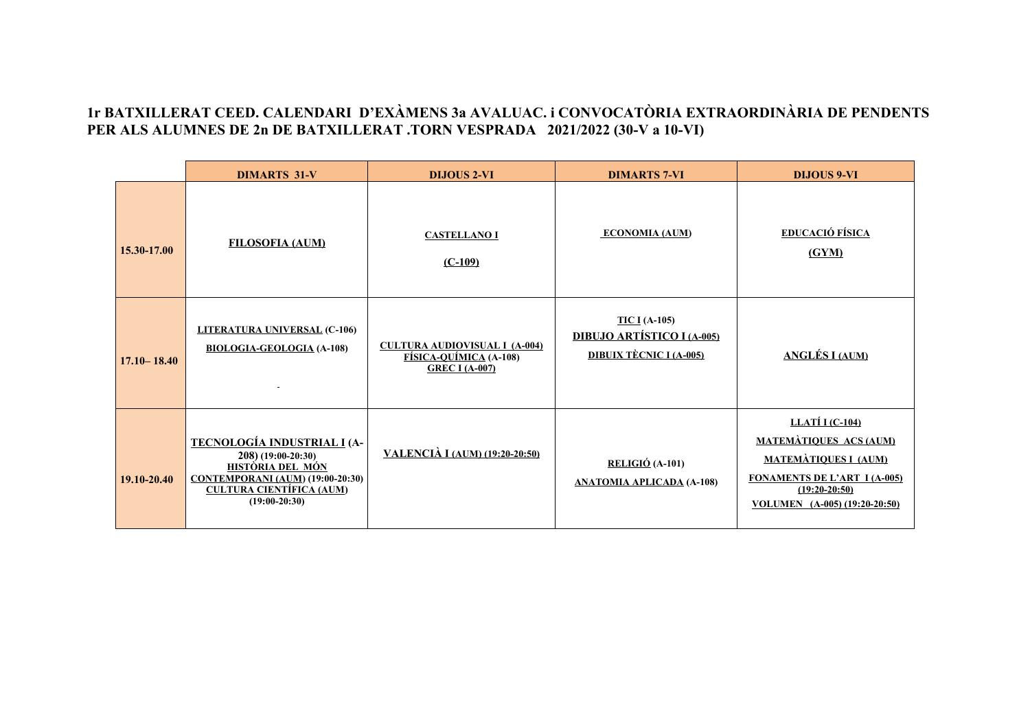**1r BATXILLERAT CEED. CALENDARI D'EXÀMENS 3a AVALUAC. i CONVOCATÒRIA EXTRAORDINÀRIA DE PENDENTS PER ALS ALUMNES DE 2n DE BATXILLERAT .TORN VESPRADA 2021/2022 (30-V a 10-VI)**

| | DIMARTS 31-V | DIJOUS 2-VI | DIMARTS 7-VI | DIJOUS 9-VI |
|---|---|---|---|---|
| 15.30-17.00 | FILOSOFIA (AUM) | CASTELLANO I<br>(C-109) | ECONOMIA (AUM) | EDUCACIÓ FÍSICA<br>(GYM) |
| 17.10– 18.40 | LITERATURA UNIVERSAL (C-106)<br>BIOLOGIA-GEOLOGIA (A-108) | CULTURA AUDIOVISUAL I (A-004)<br>FÍSICA-QUÍMICA (A-108)<br>GREC I (A-007) | TIC I (A-105)<br>DIBUJO ARTÍSTICO I (A-005)<br>DIBUIX TÈCNIC I (A-005) | ANGLÉS I (AUM) |
| 19.10-20.40 | TECNOLOGÍA INDUSTRIAL I (A-208) (19:00-20:30)<br>HISTÒRIA DEL MÓN CONTEMPORANI (AUM) (19:00-20:30)<br>CULTURA CIENTÍFICA (AUM) (19:00-20:30) | VALENCIÀ I (AUM) (19:20-20:50) | RELIGIÓ (A-101)<br>ANATOMIA APLICADA (A-108) | LLATÍ I (C-104)<br>MATEMÀTIQUES ACS (AUM)<br>MATEMÀTIQUES I (AUM)<br>FONAMENTS DE L'ART I (A-005) (19:20-20:50)<br>VOLUMEN (A-005) (19:20-20:50) |